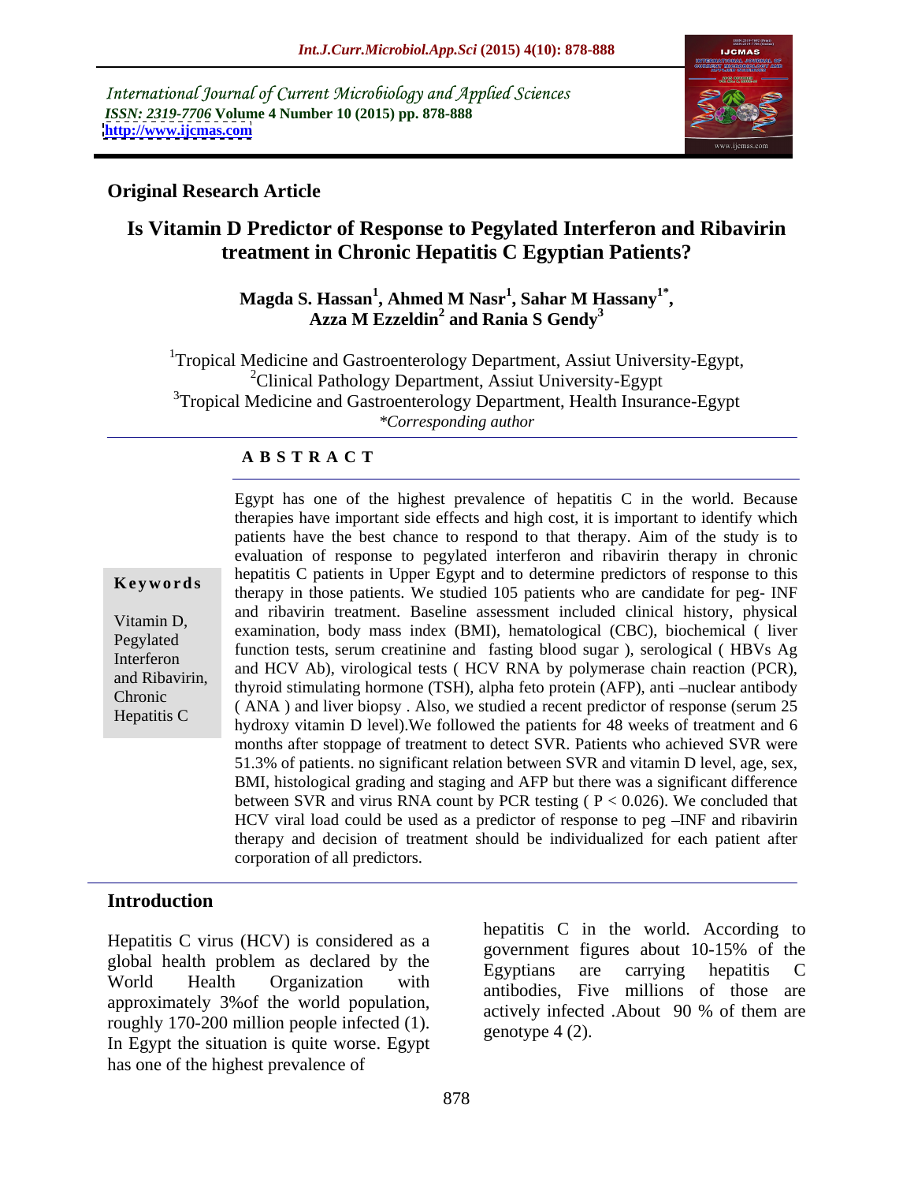International Journal of Current Microbiology and Applied Sciences
*ISSN: 2319-7706* **Volume 4 Number 10 (2015) pp. 878-888**
**http://www.ijcmas.com**

**Original Research Article**

# Is Vitamin D Predictor of Response to Pegylated Interferon and Ribavirin treatment in Chronic Hepatitis C Egyptian Patients?

**Magda S. Hassan[1], Ahmed M Nasr[1], Sahar M Hassany[1*], Azza M Ezzeldin[2] and Rania S Gendy[3]**

[1]Tropical Medicine and Gastroenterology Department, Assiut University-Egypt,
[2]Clinical Pathology Department, Assiut University-Egypt
[3]Tropical Medicine and Gastroenterology Department, Health Insurance-Egypt
*\*Corresponding author*

## ABSTRACT

**Keywords**

Vitamin D, Pegylated Interferon and Ribavirin, Chronic Hepatitis C

Egypt has one of the highest prevalence of hepatitis C in the world. Because therapies have important side effects and high cost, it is important to identify which patients have the best chance to respond to that therapy. Aim of the study is to evaluation of response to pegylated interferon and ribavirin therapy in chronic hepatitis C patients in Upper Egypt and to determine predictors of response to this therapy in those patients. We studied 105 patients who are candidate for peg- INF and ribavirin treatment. Baseline assessment included clinical history, physical examination, body mass index (BMI), hematological (CBC), biochemical ( liver function tests, serum creatinine and fasting blood sugar ), serological ( HBVs Ag and HCV Ab), virological tests ( HCV RNA by polymerase chain reaction (PCR), thyroid stimulating hormone (TSH), alpha feto protein (AFP), anti –nuclear antibody ( ANA ) and liver biopsy . Also, we studied a recent predictor of response (serum 25 hydroxy vitamin D level).We followed the patients for 48 weeks of treatment and 6 months after stoppage of treatment to detect SVR. Patients who achieved SVR were 51.3% of patients. no significant relation between SVR and vitamin D level, age, sex, BMI, histological grading and staging and AFP but there was a significant difference between SVR and virus RNA count by PCR testing ( $P < 0.026$). We concluded that HCV viral load could be used as a predictor of response to peg –INF and ribavirin therapy and decision of treatment should be individualized for each patient after corporation of all predictors.

## Introduction

Hepatitis C virus (HCV) is considered as a global health problem as declared by the World Health Organization with approximately 3%of the world population, roughly 170-200 million people infected (1). In Egypt the situation is quite worse. Egypt has one of the highest prevalence of hepatitis C in the world. According to government figures about 10-15% of the Egyptians are carrying hepatitis C antibodies, Five millions of those are actively infected .About 90 % of them are genotype 4 (2).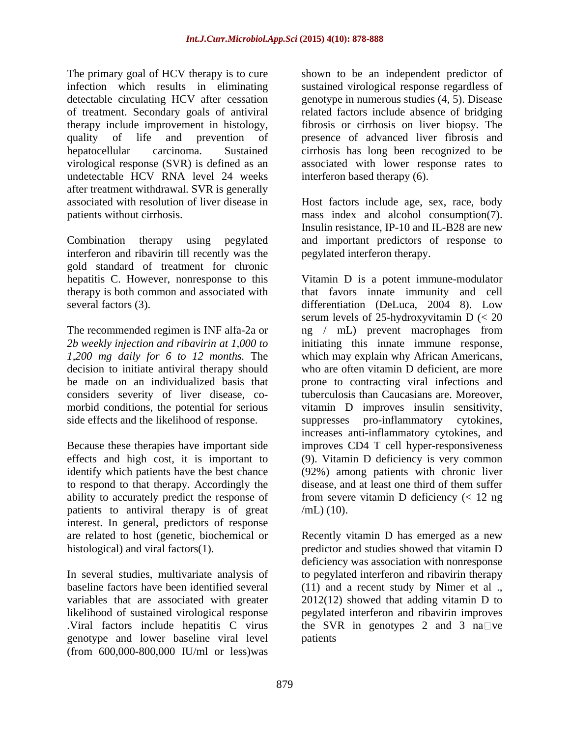The primary goal of HCV therapy is to cure infection which results in eliminating detectable circulating HCV after cessation of treatment. Secondary goals of antiviral therapy include improvement in histology, quality of life and prevention of hepatocellular carcinoma. Sustained virological response (SVR) is defined as an undetectable HCV RNA level 24 weeks after treatment withdrawal. SVR is generally associated with resolution of liver disease in patients without cirrhosis.

Combination therapy using pegylated interferon and ribavirin till recently was the gold standard of treatment for chronic hepatitis C. However, nonresponse to this therapy is both common and associated with several factors (3).

The recommended regimen is INF alfa-2a or *2b weekly injection and ribavirin at 1,000 to 1,200 mg daily for 6 to 12 months.* The decision to initiate antiviral therapy should be made on an individualized basis that considers severity of liver disease, co-morbid conditions, the potential for serious side effects and the likelihood of response.

Because these therapies have important side effects and high cost, it is important to identify which patients have the best chance to respond to that therapy. Accordingly the ability to accurately predict the response of patients to antiviral therapy is of great interest. In general, predictors of response are related to host (genetic, biochemical or histological) and viral factors(1).

In several studies, multivariate analysis of baseline factors have been identified several variables that are associated with greater likelihood of sustained virological response .Viral factors include hepatitis C virus genotype and lower baseline viral level (from 600,000-800,000 IU/ml or less)was shown to be an independent predictor of sustained virological response regardless of genotype in numerous studies (4, 5). Disease related factors include absence of bridging fibrosis or cirrhosis on liver biopsy. The presence of advanced liver fibrosis and cirrhosis has long been recognized to be associated with lower response rates to interferon based therapy (6).

Host factors include age, sex, race, body mass index and alcohol consumption(7). Insulin resistance, IP-10 and IL-B28 are new and important predictors of response to pegylated interferon therapy.

Vitamin D is a potent immune-modulator that favors innate immunity and cell differentiation (DeLuca, 2004 8). Low serum levels of 25-hydroxyvitamin D (< 20 ng / mL) prevent macrophages from initiating this innate immune response, which may explain why African Americans, who are often vitamin D deficient, are more prone to contracting viral infections and tuberculosis than Caucasians are. Moreover, vitamin D improves insulin sensitivity, suppresses pro-inflammatory cytokines, increases anti-inflammatory cytokines, and improves CD4 T cell hyper-responsiveness (9). Vitamin D deficiency is very common (92%) among patients with chronic liver disease, and at least one third of them suffer from severe vitamin D deficiency (< 12 ng /mL) (10).

Recently vitamin D has emerged as a new predictor and studies showed that vitamin D deficiency was association with nonresponse to pegylated interferon and ribavirin therapy (11) and a recent study by Nimer et al ., 2012(12) showed that adding vitamin D to pegylated interferon and ribavirin improves the SVR in genotypes 2 and 3 naïve patients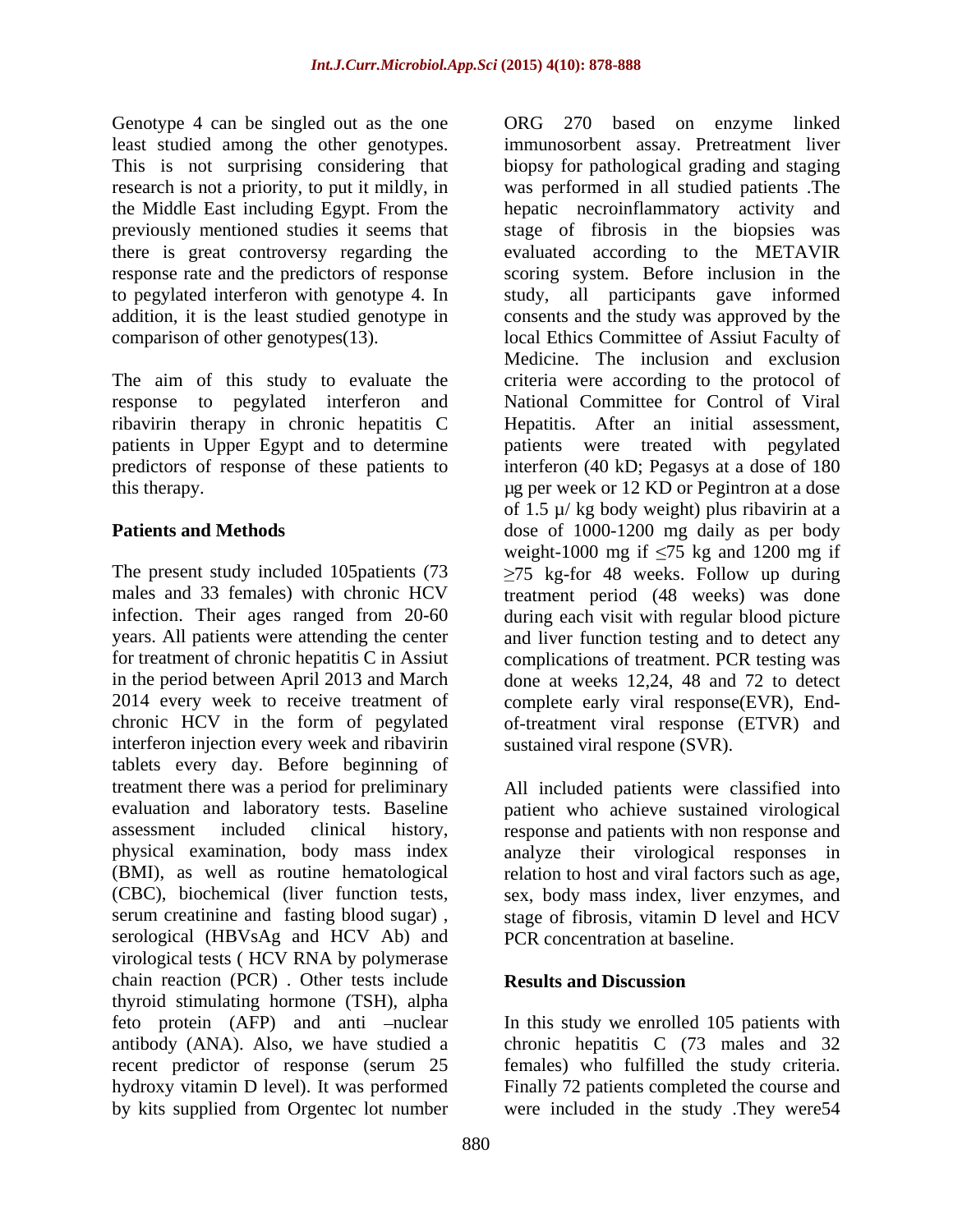Genotype 4 can be singled out as the one least studied among the other genotypes. This is not surprising considering that research is not a priority, to put it mildly, in the Middle East including Egypt. From the previously mentioned studies it seems that there is great controversy regarding the response rate and the predictors of response to pegylated interferon with genotype 4. In addition, it is the least studied genotype in comparison of other genotypes(13).

The aim of this study to evaluate the response to pegylated interferon and ribavirin therapy in chronic hepatitis C patients in Upper Egypt and to determine predictors of response of these patients to this therapy.

## Patients and Methods

The present study included 105patients (73 males and 33 females) with chronic HCV infection. Their ages ranged from 20-60 years. All patients were attending the center for treatment of chronic hepatitis C in Assiut in the period between April 2013 and March 2014 every week to receive treatment of chronic HCV in the form of pegylated interferon injection every week and ribavirin tablets every day. Before beginning of treatment there was a period for preliminary evaluation and laboratory tests. Baseline assessment included clinical history, physical examination, body mass index (BMI), as well as routine hematological (CBC), biochemical (liver function tests, serum creatinine and fasting blood sugar) , serological (HBVsAg and HCV Ab) and virological tests ( HCV RNA by polymerase chain reaction (PCR) . Other tests include thyroid stimulating hormone (TSH), alpha feto protein (AFP) and anti –nuclear antibody (ANA). Also, we have studied a recent predictor of response (serum 25 hydroxy vitamin D level). It was performed by kits supplied from Orgentec lot number ORG 270 based on enzyme linked immunosorbent assay. Pretreatment liver biopsy for pathological grading and staging was performed in all studied patients .The hepatic necroinflammatory activity and stage of fibrosis in the biopsies was evaluated according to the METAVIR scoring system. Before inclusion in the study, all participants gave informed consents and the study was approved by the local Ethics Committee of Assiut Faculty of Medicine. The inclusion and exclusion criteria were according to the protocol of National Committee for Control of Viral Hepatitis. After an initial assessment, patients were treated with pegylated interferon (40 kD; Pegasys at a dose of 180 µg per week or 12 KD or Pegintron at a dose of 1.5 µ/ kg body weight) plus ribavirin at a dose of 1000-1200 mg daily as per body weight-1000 mg if $\leq$75 kg and 1200 mg if $\geq$75 kg-for 48 weeks. Follow up during treatment period (48 weeks) was done during each visit with regular blood picture and liver function testing and to detect any complications of treatment. PCR testing was done at weeks 12,24, 48 and 72 to detect complete early viral response(EVR), End-of-treatment viral response (ETVR) and sustained viral respone (SVR).

All included patients were classified into patient who achieve sustained virological response and patients with non response and analyze their virological responses in relation to host and viral factors such as age, sex, body mass index, liver enzymes, and stage of fibrosis, vitamin D level and HCV PCR concentration at baseline.

## Results and Discussion

In this study we enrolled 105 patients with chronic hepatitis C (73 males and 32 females) who fulfilled the study criteria. Finally 72 patients completed the course and were included in the study .They were54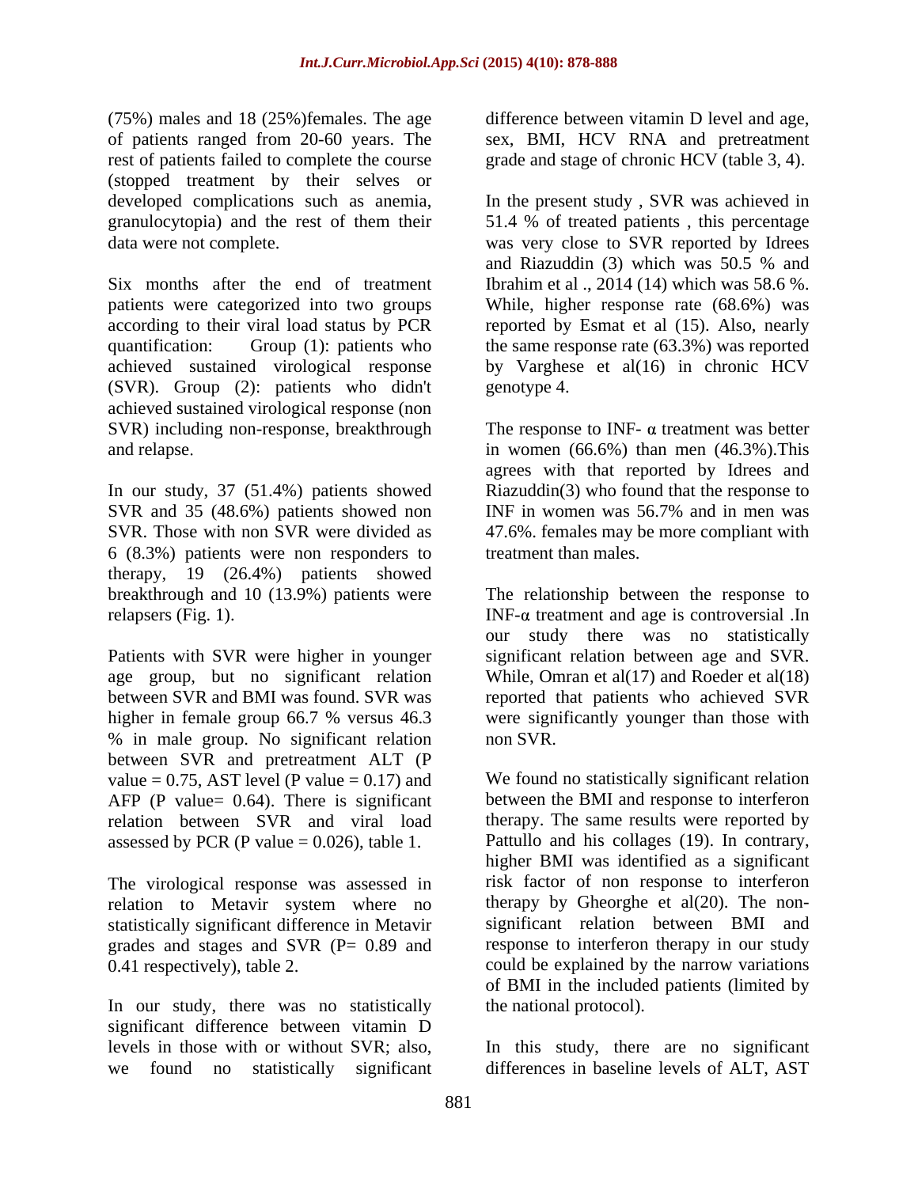(75%) males and 18 (25%)females. The age of patients ranged from 20-60 years. The rest of patients failed to complete the course (stopped treatment by their selves or developed complications such as anemia, granulocytopia) and the rest of them their data were not complete.

Six months after the end of treatment patients were categorized into two groups according to their viral load status by PCR quantification: Group (1): patients who achieved sustained virological response (SVR). Group (2): patients who didn't achieved sustained virological response (non SVR) including non-response, breakthrough and relapse.

In our study, 37 (51.4%) patients showed SVR and 35 (48.6%) patients showed non SVR. Those with non SVR were divided as 6 (8.3%) patients were non responders to therapy, 19 (26.4%) patients showed breakthrough and 10 (13.9%) patients were relapsers (Fig. 1).

Patients with SVR were higher in younger age group, but no significant relation between SVR and BMI was found. SVR was higher in female group 66.7 % versus 46.3 % in male group. No significant relation between SVR and pretreatment ALT (P value = 0.75, AST level (P value = 0.17) and AFP (P value= 0.64). There is significant relation between SVR and viral load assessed by PCR (P value = 0.026), table 1.

The virological response was assessed in relation to Metavir system where no statistically significant difference in Metavir grades and stages and SVR (P= 0.89 and 0.41 respectively), table 2.

In our study, there was no statistically significant difference between vitamin D levels in those with or without SVR; also, we found no statistically significant difference between vitamin D level and age, sex, BMI, HCV RNA and pretreatment grade and stage of chronic HCV (table 3, 4).

In the present study , SVR was achieved in 51.4 % of treated patients , this percentage was very close to SVR reported by Idrees and Riazuddin (3) which was 50.5 % and Ibrahim et al ., 2014 (14) which was 58.6 %. While, higher response rate (68.6%) was reported by Esmat et al (15). Also, nearly the same response rate (63.3%) was reported by Varghese et al(16) in chronic HCV genotype 4.

The response to INF- α treatment was better in women (66.6%) than men (46.3%).This agrees with that reported by Idrees and Riazuddin(3) who found that the response to INF in women was 56.7% and in men was 47.6%. females may be more compliant with treatment than males.

The relationship between the response to INF-α treatment and age is controversial .In our study there was no statistically significant relation between age and SVR. While, Omran et al(17) and Roeder et al(18) reported that patients who achieved SVR were significantly younger than those with non SVR.

We found no statistically significant relation between the BMI and response to interferon therapy. The same results were reported by Pattullo and his collages (19). In contrary, higher BMI was identified as a significant risk factor of non response to interferon therapy by Gheorghe et al(20). The non-significant relation between BMI and response to interferon therapy in our study could be explained by the narrow variations of BMI in the included patients (limited by the national protocol).

In this study, there are no significant differences in baseline levels of ALT, AST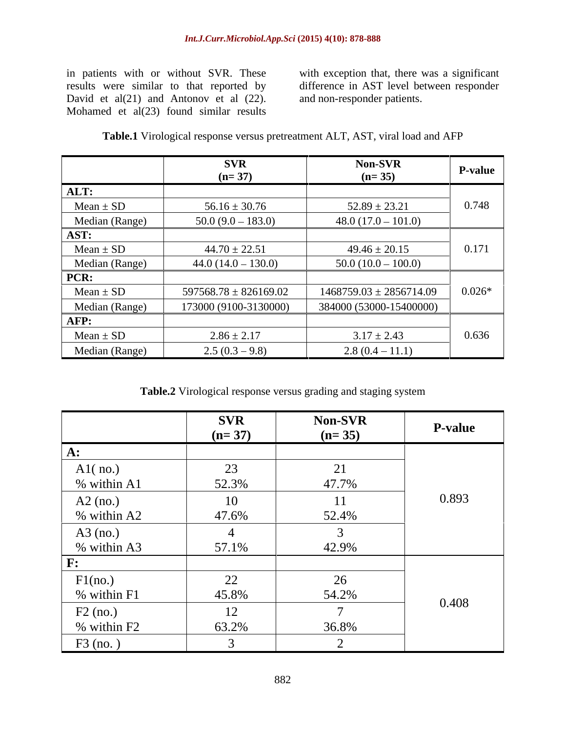in patients with or without SVR. These results were similar to that reported by David et al(21) and Antonov et al (22). Mohamed et al(23) found similar results with exception that, there was a significant difference in AST level between responder and non-responder patients.

**Table.1** Virological response versus pretreatment ALT, AST, viral load and AFP

| | **SVR (n= 37)** | **Non-SVR (n= 35)** | **P-value** |
|---|---|---|---|
| **ALT:** | | | |
| Mean ± SD | 56.16 ± 30.76 | 52.89 ± 23.21 | 0.748 |
| Median (Range) | 50.0 (9.0 – 183.0) | 48.0 (17.0 – 101.0) | |
| **AST:** | | | |
| Mean ± SD | 44.70 ± 22.51 | 49.46 ± 20.15 | 0.171 |
| Median (Range) | 44.0 (14.0 – 130.0) | 50.0 (10.0 – 100.0) | |
| **PCR:** | | | |
| Mean ± SD | 597568.78 ± 826169.02 | 1468759.03 ± 2856714.09 | 0.026* |
| Median (Range) | 173000 (9100-3130000) | 384000 (53000-15400000) | |
| **AFP:** | | | |
| Mean ± SD | 2.86 ± 2.17 | 3.17 ± 2.43 | 0.636 |
| Median (Range) | 2.5 (0.3 – 9.8) | 2.8 (0.4 – 11.1) | |

**Table.2** Virological response versus grading and staging system

| | **SVR (n= 37)** | **Non-SVR (n= 35)** | **P-value** |
|---|---|---|---|
| **A:** | | | |
| A1( no.) | 23 | 21 | 0.893 |
| % within A1 | 52.3% | 47.7% | |
| A2 (no.) | 10 | 11 | |
| % within A2 | 47.6% | 52.4% | |
| A3 (no.) | 4 | 3 | |
| % within A3 | 57.1% | 42.9% | |
| **F:** | | | |
| F1(no.) | 22 | 26 | 0.408 |
| % within F1 | 45.8% | 54.2% | |
| F2 (no.) | 12 | 7 | |
| % within F2 | 63.2% | 36.8% | |
| F3 (no. ) | 3 | 2 | |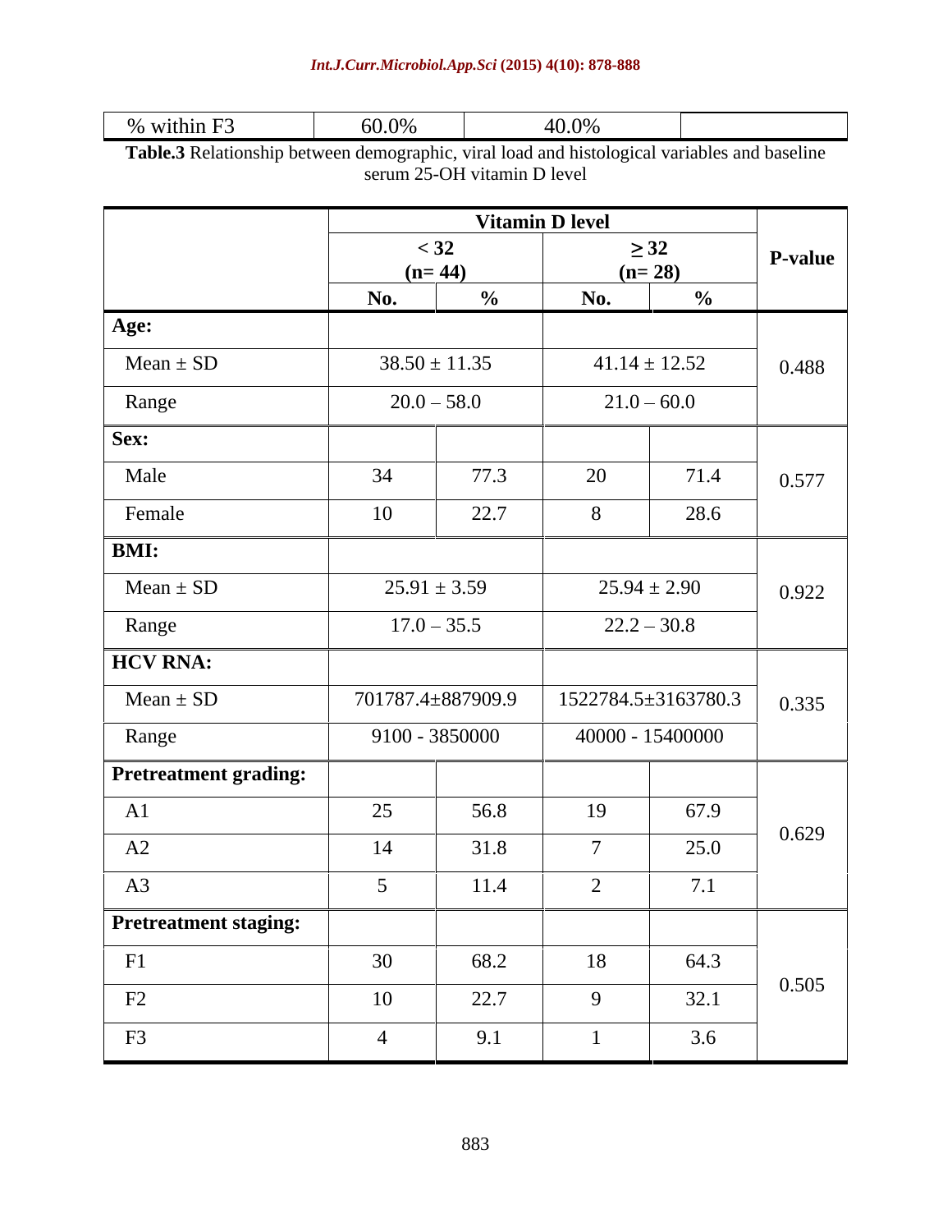| % within F3 | 60.0% | 40.0% | |
|---|---|---|---|

**Table.3** Relationship between demographic, viral load and histological variables and baseline serum 25-OH vitamin D level

| | Vitamin D level | | | | P-value |
|---|---|---|---|---|---|
| | < 32 (n= 44) | | ≥ 32 (n= 28) | | |
| | No. | % | No. | % | |
| **Age:** | | | | | |
| Mean ± SD | 38.50 ± 11.35 | | 41.14 ± 12.52 | | 0.488 |
| Range | 20.0 – 58.0 | | 21.0 – 60.0 | | |
| **Sex:** | | | | | |
| Male | 34 | 77.3 | 20 | 71.4 | 0.577 |
| Female | 10 | 22.7 | 8 | 28.6 | |
| **BMI:** | | | | | |
| Mean ± SD | 25.91 ± 3.59 | | 25.94 ± 2.90 | | 0.922 |
| Range | 17.0 – 35.5 | | 22.2 – 30.8 | | |
| **HCV RNA:** | | | | | |
| Mean ± SD | 701787.4±887909.9 | | 1522784.5±3163780.3 | | 0.335 |
| Range | 9100 - 3850000 | | 40000 - 15400000 | | |
| **Pretreatment grading:** | | | | | |
| A1 | 25 | 56.8 | 19 | 67.9 | 0.629 |
| A2 | 14 | 31.8 | 7 | 25.0 | |
| A3 | 5 | 11.4 | 2 | 7.1 | |
| **Pretreatment staging:** | | | | | |
| F1 | 30 | 68.2 | 18 | 64.3 | 0.505 |
| F2 | 10 | 22.7 | 9 | 32.1 | |
| F3 | 4 | 9.1 | 1 | 3.6 | |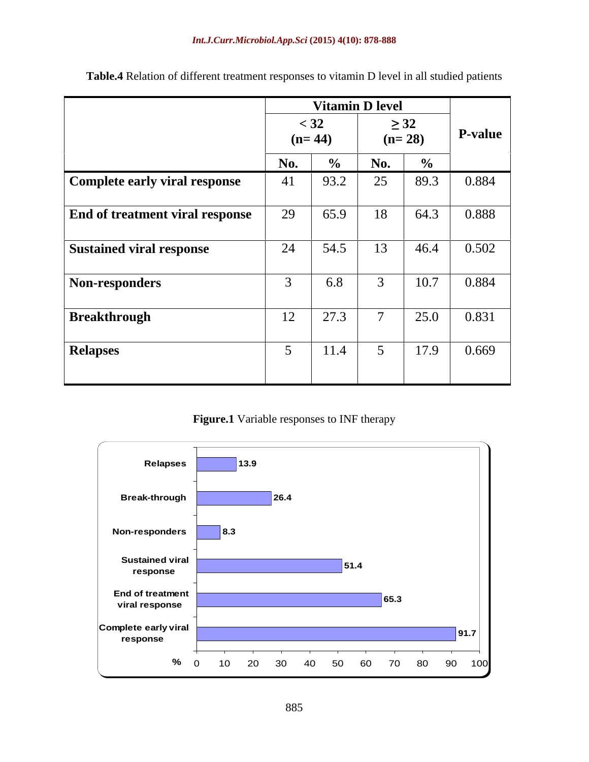**Table.4** Relation of different treatment responses to vitamin D level in all studied patients

| | Vitamin D level | | | | P-value |
|---|---|---|---|---|---|
| | < 32 (n= 44) | | ≥ 32 (n= 28) | | |
| | **No.** | **%** | **No.** | **%** | |
| **Complete early viral response** | 41 | 93.2 | 25 | 89.3 | 0.884 |
| **End of treatment viral response** | 29 | 65.9 | 18 | 64.3 | 0.888 |
| **Sustained viral response** | 24 | 54.5 | 13 | 46.4 | 0.502 |
| **Non-responders** | 3 | 6.8 | 3 | 10.7 | 0.884 |
| **Breakthrough** | 12 | 27.3 | 7 | 25.0 | 0.831 |
| **Relapses** | 5 | 11.4 | 5 | 17.9 | 0.669 |

**Figure.1** Variable responses to INF therapy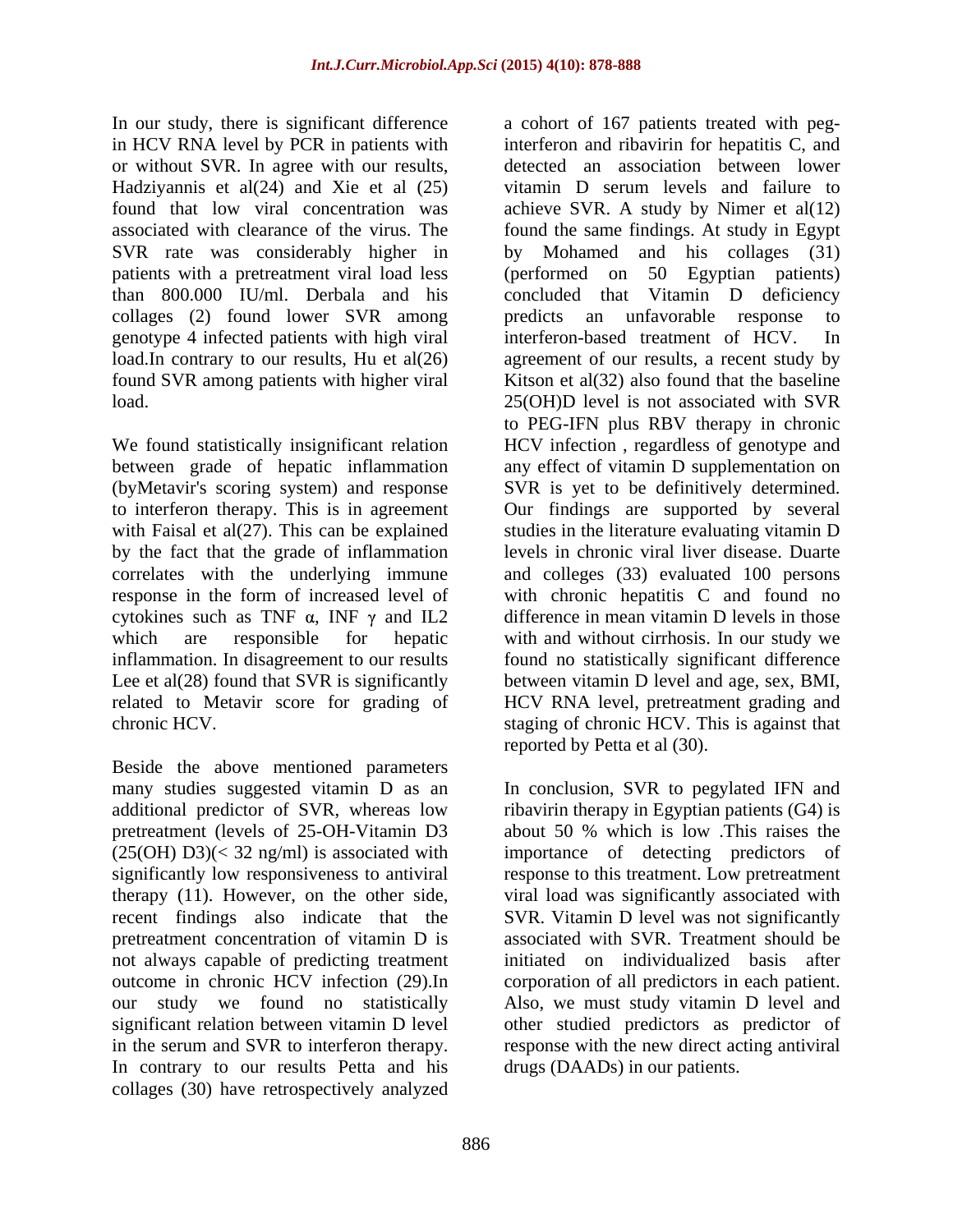In our study, there is significant difference in HCV RNA level by PCR in patients with or without SVR. In agree with our results, Hadziyannis et al(24) and Xie et al (25) found that low viral concentration was associated with clearance of the virus. The SVR rate was considerably higher in patients with a pretreatment viral load less than 800.000 IU/ml. Derbala and his collages (2) found lower SVR among genotype 4 infected patients with high viral load.In contrary to our results, Hu et al(26) found SVR among patients with higher viral load.

We found statistically insignificant relation between grade of hepatic inflammation (byMetavir's scoring system) and response to interferon therapy. This is in agreement with Faisal et al(27). This can be explained by the fact that the grade of inflammation correlates with the underlying immune response in the form of increased level of cytokines such as TNF $\alpha$, INF $\gamma$ and IL2 which are responsible for hepatic inflammation. In disagreement to our results Lee et al(28) found that SVR is significantly related to Metavir score for grading of chronic HCV.

Beside the above mentioned parameters many studies suggested vitamin D as an additional predictor of SVR, whereas low pretreatment (levels of 25-OH-Vitamin D3 (25(OH) D3)(< 32 ng/ml) is associated with significantly low responsiveness to antiviral therapy (11). However, on the other side, recent findings also indicate that the pretreatment concentration of vitamin D is not always capable of predicting treatment outcome in chronic HCV infection (29).In our study we found no statistically significant relation between vitamin D level in the serum and SVR to interferon therapy. In contrary to our results Petta and his collages (30) have retrospectively analyzed a cohort of 167 patients treated with peg-interferon and ribavirin for hepatitis C, and detected an association between lower vitamin D serum levels and failure to achieve SVR. A study by Nimer et al(12) found the same findings. At study in Egypt by Mohamed and his collages (31) (performed on 50 Egyptian patients) concluded that Vitamin D deficiency predicts an unfavorable response to interferon-based treatment of HCV. In agreement of our results, a recent study by Kitson et al(32) also found that the baseline 25(OH)D level is not associated with SVR to PEG-IFN plus RBV therapy in chronic HCV infection , regardless of genotype and any effect of vitamin D supplementation on SVR is yet to be definitively determined. Our findings are supported by several studies in the literature evaluating vitamin D levels in chronic viral liver disease. Duarte and colleges (33) evaluated 100 persons with chronic hepatitis C and found no difference in mean vitamin D levels in those with and without cirrhosis. In our study we found no statistically significant difference between vitamin D level and age, sex, BMI, HCV RNA level, pretreatment grading and staging of chronic HCV. This is against that reported by Petta et al (30).

In conclusion, SVR to pegylated IFN and ribavirin therapy in Egyptian patients (G4) is about 50 % which is low .This raises the importance of detecting predictors of response to this treatment. Low pretreatment viral load was significantly associated with SVR. Vitamin D level was not significantly associated with SVR. Treatment should be initiated on individualized basis after corporation of all predictors in each patient. Also, we must study vitamin D level and other studied predictors as predictor of response with the new direct acting antiviral drugs (DAADs) in our patients.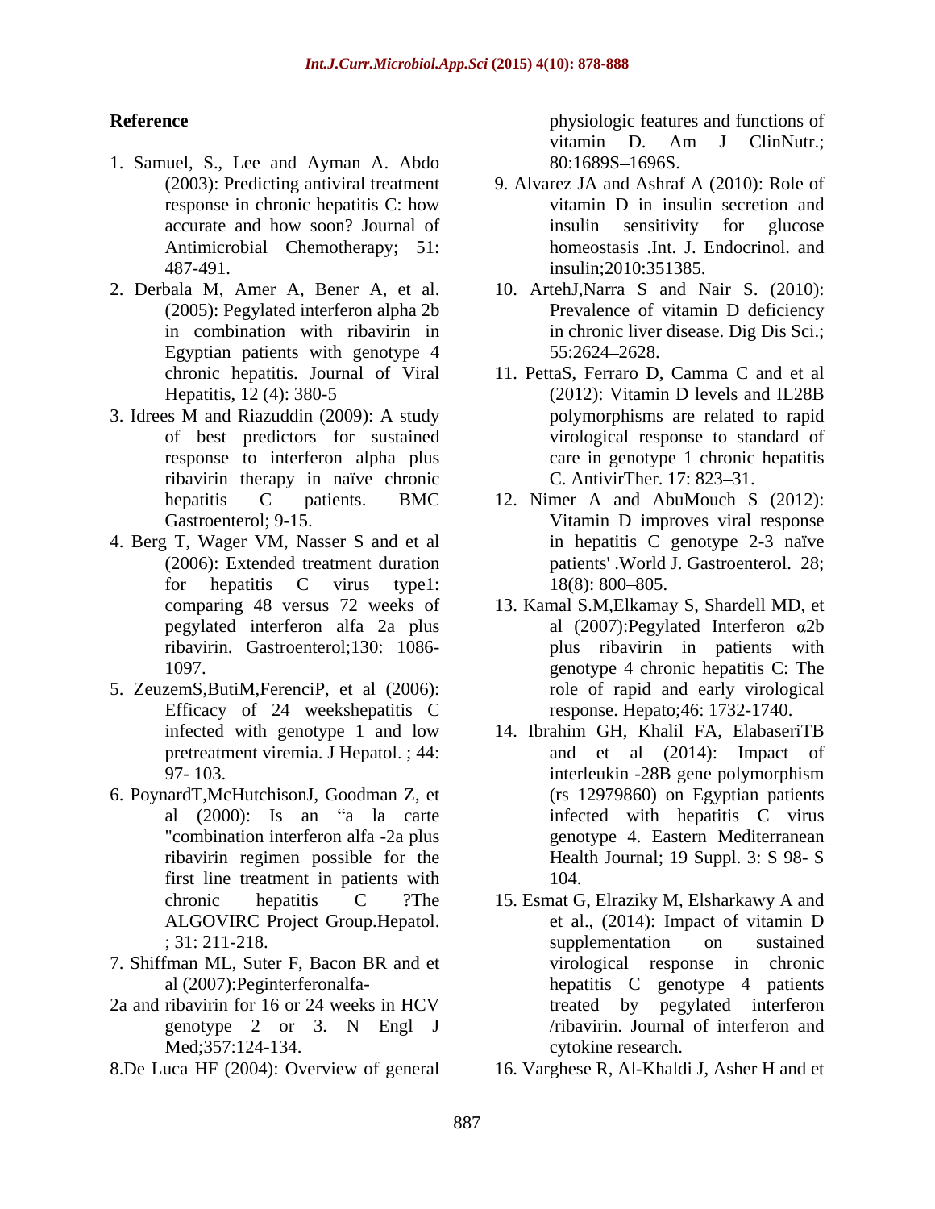**Reference**

1. Samuel, S., Lee and Ayman A. Abdo (2003): Predicting antiviral treatment response in chronic hepatitis C: how accurate and how soon? Journal of Antimicrobial Chemotherapy; 51: 487-491.
2. Derbala M, Amer A, Bener A, et al. (2005): Pegylated interferon alpha 2b in combination with ribavirin in Egyptian patients with genotype 4 chronic hepatitis. Journal of Viral Hepatitis, 12 (4): 380-5
3. Idrees M and Riazuddin (2009): A study of best predictors for sustained response to interferon alpha plus ribavirin therapy in naïve chronic hepatitis C patients. BMC Gastroenterol; 9-15.
4. Berg T, Wager VM, Nasser S and et al (2006): Extended treatment duration for hepatitis C virus type1: comparing 48 versus 72 weeks of pegylated interferon alfa 2a plus ribavirin. Gastroenterol;130: 1086-1097.
5. ZeuzemS,ButiM,FerenciP, et al (2006): Efficacy of 24 weekshepatitis C infected with genotype 1 and low pretreatment viremia. J Hepatol. ; 44: 97- 103.
6. PoynardT,McHutchisonJ, Goodman Z, et al (2000): Is an "a la carte "combination interferon alfa -2a plus ribavirin regimen possible for the first line treatment in patients with chronic hepatitis C ?The ALGOVIRC Project Group.Hepatol. ; 31: 211-218.
7. Shiffman ML, Suter F, Bacon BR and et al (2007):Peginterferonalfa-2a and ribavirin for 16 or 24 weeks in HCV genotype 2 or 3. N Engl J Med;357:124-134.
8. De Luca HF (2004): Overview of general physiologic features and functions of vitamin D. Am J ClinNutr.; 80:1689S–1696S.
9. Alvarez JA and Ashraf A (2010): Role of vitamin D in insulin secretion and insulin sensitivity for glucose homeostasis .Int. J. Endocrinol. and insulin;2010:351385.
10. ArtehJ,Narra S and Nair S. (2010): Prevalence of vitamin D deficiency in chronic liver disease. Dig Dis Sci.; 55:2624–2628.
11. PettaS, Ferraro D, Camma C and et al (2012): Vitamin D levels and IL28B polymorphisms are related to rapid virological response to standard of care in genotype 1 chronic hepatitis C. AntivirTher. 17: 823–31.
12. Nimer A and AbuMouch S (2012): Vitamin D improves viral response in hepatitis C genotype 2-3 naïve patients' .World J. Gastroenterol. 28; 18(8): 800–805.
13. Kamal S.M,Elkamay S, Shardell MD, et al (2007):Pegylated Interferon α2b plus ribavirin in patients with genotype 4 chronic hepatitis C: The role of rapid and early virological response. Hepato;46: 1732-1740.
14. Ibrahim GH, Khalil FA, ElabaseriTB and et al (2014): Impact of interleukin -28B gene polymorphism (rs 12979860) on Egyptian patients infected with hepatitis C virus genotype 4. Eastern Mediterranean Health Journal; 19 Suppl. 3: S 98- S 104.
15. Esmat G, Elraziky M, Elsharkawy A and et al., (2014): Impact of vitamin D supplementation on sustained virological response in chronic hepatitis C genotype 4 patients treated by pegylated interferon /ribavirin. Journal of interferon and cytokine research.
16. Varghese R, Al-Khaldi J, Asher H and et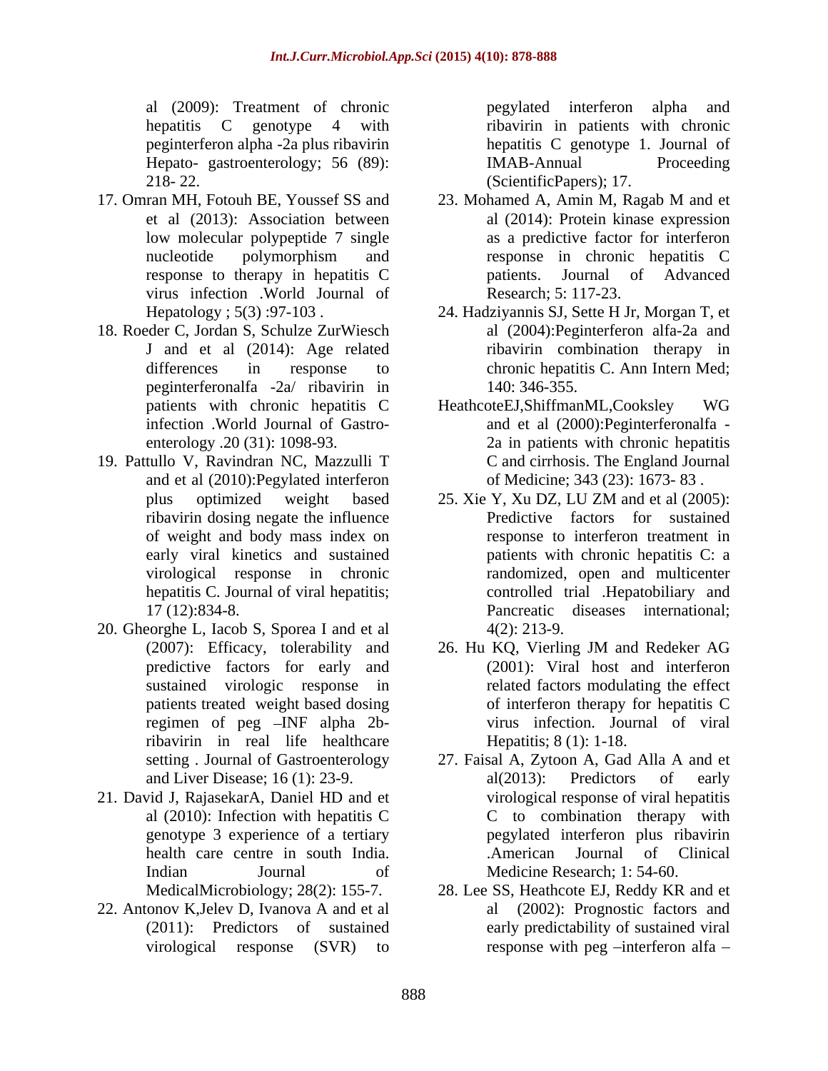al (2009): Treatment of chronic hepatitis C genotype 4 with peginterferon alpha -2a plus ribavirin Hepato- gastroenterology; 56 (89): 218- 22.

17. Omran MH, Fotouh BE, Youssef SS and et al (2013): Association between low molecular polypeptide 7 single nucleotide polymorphism and response to therapy in hepatitis C virus infection .World Journal of Hepatology ; 5(3) :97-103 .
18. Roeder C, Jordan S, Schulze ZurWiesch J and et al (2014): Age related differences in response to peginterferonalfa -2a/ ribavirin in patients with chronic hepatitis C infection .World Journal of Gastro-enterology .20 (31): 1098-93.
19. Pattullo V, Ravindran NC, Mazzulli T and et al (2010):Pegylated interferon plus optimized weight based ribavirin dosing negate the influence of weight and body mass index on early viral kinetics and sustained virological response in chronic hepatitis C. Journal of viral hepatitis; 17 (12):834-8.
20. Gheorghe L, Iacob S, Sporea I and et al (2007): Efficacy, tolerability and predictive factors for early and sustained virologic response in patients treated weight based dosing regimen of peg –INF alpha 2b-ribavirin in real life healthcare setting . Journal of Gastroenterology and Liver Disease; 16 (1): 23-9.
21. David J, RajasekarA, Daniel HD and et al (2010): Infection with hepatitis C genotype 3 experience of a tertiary health care centre in south India. Indian Journal of MedicalMicrobiology; 28(2): 155-7.
22. Antonov K,Jelev D, Ivanova A and et al (2011): Predictors of sustained virological response (SVR) to pegylated interferon alpha and ribavirin in patients with chronic hepatitis C genotype 1. Journal of IMAB-Annual Proceeding (ScientificPapers); 17.
23. Mohamed A, Amin M, Ragab M and et al (2014): Protein kinase expression as a predictive factor for interferon response in chronic hepatitis C patients. Journal of Advanced Research; 5: 117-23.
24. Hadziyannis SJ, Sette H Jr, Morgan T, et al (2004):Peginterferon alfa-2a and ribavirin combination therapy in chronic hepatitis C. Ann Intern Med; 140: 346-355.

HeathcoteEJ,ShiffmanML,Cooksley WG and et al (2000):Peginterferonalfa -2a in patients with chronic hepatitis C and cirrhosis. The England Journal of Medicine; 343 (23): 1673- 83 .

25. Xie Y, Xu DZ, LU ZM and et al (2005): Predictive factors for sustained response to interferon treatment in patients with chronic hepatitis C: a randomized, open and multicenter controlled trial .Hepatobiliary and Pancreatic diseases international; 4(2): 213-9.
26. Hu KQ, Vierling JM and Redeker AG (2001): Viral host and interferon related factors modulating the effect of interferon therapy for hepatitis C virus infection. Journal of viral Hepatitis; 8 (1): 1-18.
27. Faisal A, Zytoon A, Gad Alla A and et al(2013): Predictors of early virological response of viral hepatitis C to combination therapy with pegylated interferon plus ribavirin .American Journal of Clinical Medicine Research; 1: 54-60.
28. Lee SS, Heathcote EJ, Reddy KR and et al (2002): Prognostic factors and early predictability of sustained viral response with peg –interferon alfa –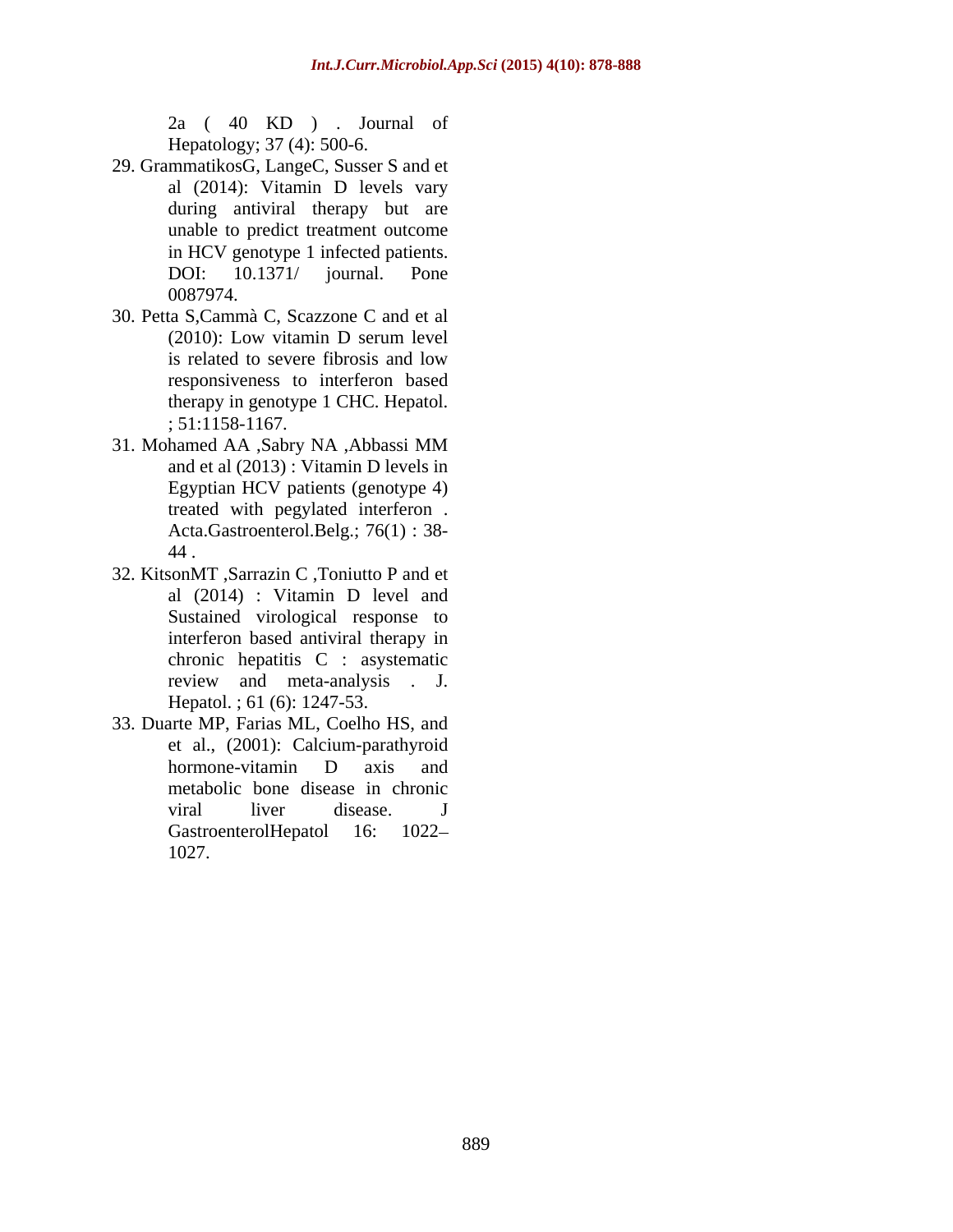2a ( 40 KD ) . Journal of Hepatology; 37 (4): 500-6.

29. GrammatikosG, LangeC, Susser S and et al (2014): Vitamin D levels vary during antiviral therapy but are unable to predict treatment outcome in HCV genotype 1 infected patients. DOI: 10.1371/ journal. Pone 0087974.
30. Petta S,Cammà C, Scazzone C and et al (2010): Low vitamin D serum level is related to severe fibrosis and low responsiveness to interferon based therapy in genotype 1 CHC. Hepatol. ; 51:1158-1167.
31. Mohamed AA ,Sabry NA ,Abbassi MM and et al (2013) : Vitamin D levels in Egyptian HCV patients (genotype 4) treated with pegylated interferon . Acta.Gastroenterol.Belg.; 76(1) : 38-44 .
32. KitsonMT ,Sarrazin C ,Toniutto P and et al (2014) : Vitamin D level and Sustained virological response to interferon based antiviral therapy in chronic hepatitis C : asystematic review and meta-analysis . J. Hepatol. ; 61 (6): 1247-53.
33. Duarte MP, Farias ML, Coelho HS, and et al., (2001): Calcium-parathyroid hormone-vitamin D axis and metabolic bone disease in chronic viral liver disease. J GastroenterolHepatol 16: 1022–1027.